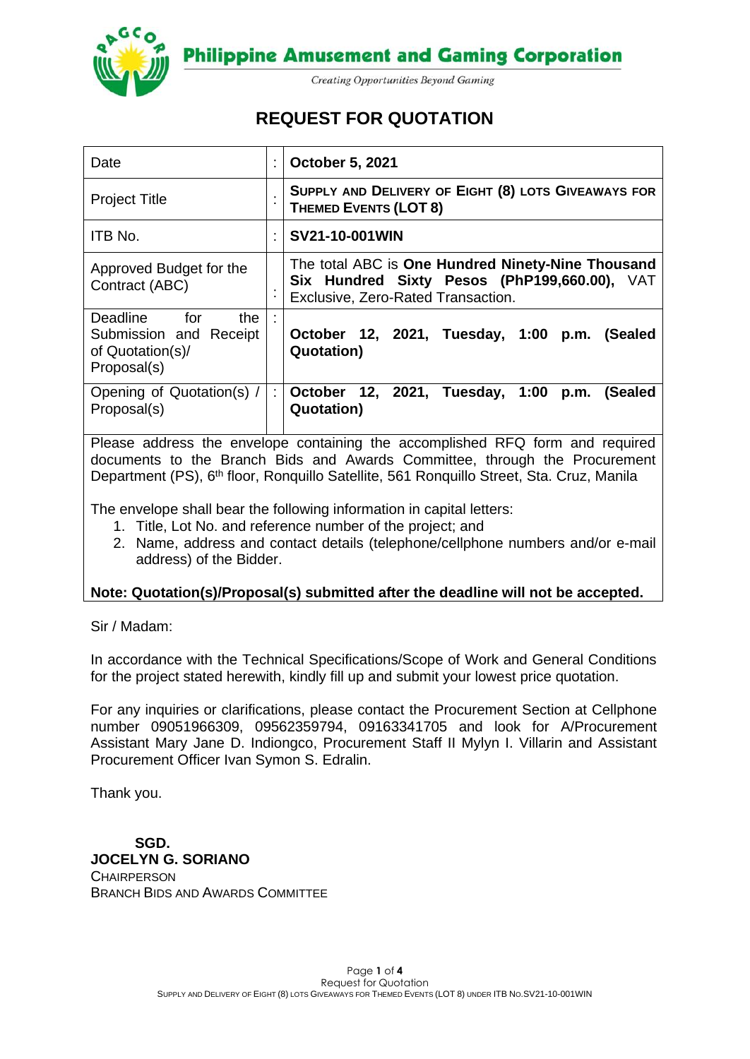**Philippine Amusement and Gaming Corporation**

*Creating Opportunities Beyond Gaming*

# REQUEST FOR QUOTATION

| | | |
|---|---|---|
| Date | : | **October 5, 2021** |
| Project Title | : | **SUPPLY AND DELIVERY OF EIGHT (8) LOTS GIVEAWAYS FOR THEMED EVENTS (LOT 8)** |
| ITB No. | : | **SV21-10-001WIN** |
| Approved Budget for the Contract (ABC) | : | The total ABC is **One Hundred Ninety-Nine Thousand Six Hundred Sixty Pesos (PhP199,660.00),** VAT Exclusive, Zero-Rated Transaction. |
| Deadline for the Submission and Receipt of Quotation(s)/ Proposal(s) | : | **October 12, 2021, Tuesday, 1:00 p.m. (Sealed Quotation)** |
| Opening of Quotation(s) / Proposal(s) | : | **October 12, 2021, Tuesday, 1:00 p.m. (Sealed Quotation)** |

Please address the envelope containing the accomplished RFQ form and required documents to the Branch Bids and Awards Committee, through the Procurement Department (PS), 6th floor, Ronquillo Satellite, 561 Ronquillo Street, Sta. Cruz, Manila

The envelope shall bear the following information in capital letters:

1. Title, Lot No. and reference number of the project; and
2. Name, address and contact details (telephone/cellphone numbers and/or e-mail address) of the Bidder.

**Note: Quotation(s)/Proposal(s) submitted after the deadline will not be accepted.**

Sir / Madam:

In accordance with the Technical Specifications/Scope of Work and General Conditions for the project stated herewith, kindly fill up and submit your lowest price quotation.

For any inquiries or clarifications, please contact the Procurement Section at Cellphone number 09051966309, 09562359794, 09163341705 and look for A/Procurement Assistant Mary Jane D. Indiongco, Procurement Staff II Mylyn I. Villarin and Assistant Procurement Officer Ivan Symon S. Edralin.

Thank you.

**SGD.**
**JOCELYN G. SORIANO**
CHAIRPERSON
BRANCH BIDS AND AWARDS COMMITTEE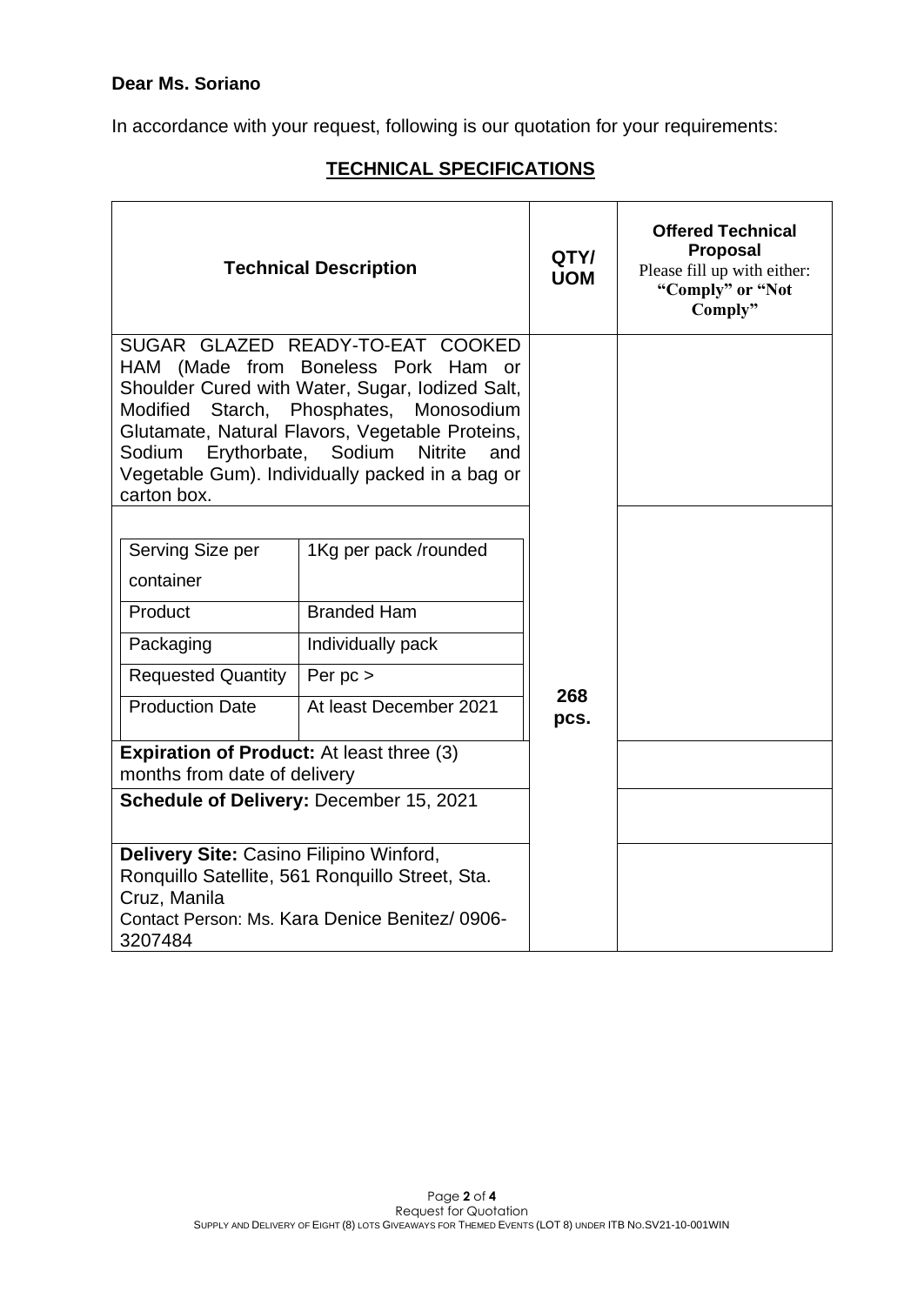**Dear Ms. Soriano**

In accordance with your request, following is our quotation for your requirements:

## TECHNICAL SPECIFICATIONS

| Technical Description | QTY/ UOM | Offered Technical Proposal<br>Please fill up with either: "Comply" or "Not Comply" |
|---|---|---|
| SUGAR GLAZED READY-TO-EAT COOKED HAM (Made from Boneless Pork Ham or Shoulder Cured with Water, Sugar, Iodized Salt, Modified Starch, Phosphates, Monosodium Glutamate, Natural Flavors, Vegetable Proteins, Sodium Erythorbate, Sodium Nitrite and Vegetable Gum). Individually packed in a bag or carton box. | 268 pcs. | |
| Serving Size per container: 1Kg per pack /rounded<br>Product: Branded Ham<br>Packaging: Individually pack<br>Requested Quantity: Per pc ><br>Production Date: At least December 2021 | | |
| **Expiration of Product:** At least three (3) months from date of delivery | | |
| **Schedule of Delivery:** December 15, 2021 | | |
| **Delivery Site:** Casino Filipino Winford, Ronquillo Satellite, 561 Ronquillo Street, Sta. Cruz, Manila<br>Contact Person: Ms. Kara Denice Benitez/ 0906-3207484 | | |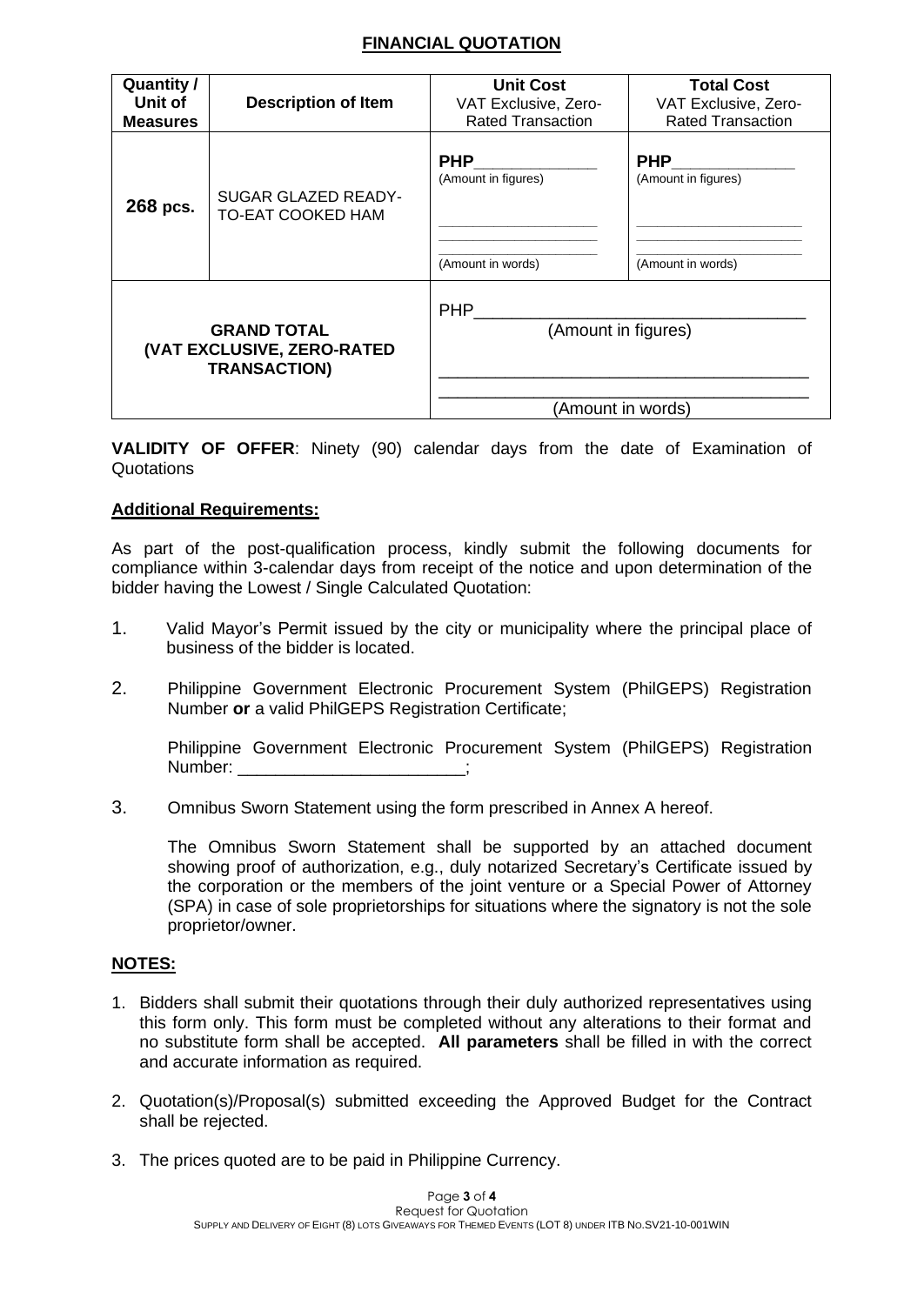## FINANCIAL QUOTATION

| Quantity / Unit of Measures | Description of Item | Unit Cost VAT Exclusive, Zero-Rated Transaction | Total Cost VAT Exclusive, Zero-Rated Transaction |
|---|---|---|---|
| **268 pcs.** | SUGAR GLAZED READY-TO-EAT COOKED HAM | **PHP**_____________ (Amount in figures) ____________________ ____________________ ____________________ (Amount in words) | **PHP**_____________ (Amount in figures) ____________________ ____________________ ____________________ (Amount in words) |
| **GRAND TOTAL (VAT EXCLUSIVE, ZERO-RATED TRANSACTION)** | | PHP__________________________________ (Amount in figures) ______________________________________ ______________________________________ (Amount in words) | |

**VALIDITY OF OFFER**: Ninety (90) calendar days from the date of Examination of Quotations

**Additional Requirements:**

As part of the post-qualification process, kindly submit the following documents for compliance within 3-calendar days from receipt of the notice and upon determination of the bidder having the Lowest / Single Calculated Quotation:

1. Valid Mayor's Permit issued by the city or municipality where the principal place of business of the bidder is located.

2. Philippine Government Electronic Procurement System (PhilGEPS) Registration Number **or** a valid PhilGEPS Registration Certificate;

   Philippine Government Electronic Procurement System (PhilGEPS) Registration Number: ________________________;

3. Omnibus Sworn Statement using the form prescribed in Annex A hereof.

   The Omnibus Sworn Statement shall be supported by an attached document showing proof of authorization, e.g., duly notarized Secretary's Certificate issued by the corporation or the members of the joint venture or a Special Power of Attorney (SPA) in case of sole proprietorships for situations where the signatory is not the sole proprietor/owner.

**NOTES:**

1. Bidders shall submit their quotations through their duly authorized representatives using this form only. This form must be completed without any alterations to their format and no substitute form shall be accepted. **All parameters** shall be filled in with the correct and accurate information as required.

2. Quotation(s)/Proposal(s) submitted exceeding the Approved Budget for the Contract shall be rejected.

3. The prices quoted are to be paid in Philippine Currency.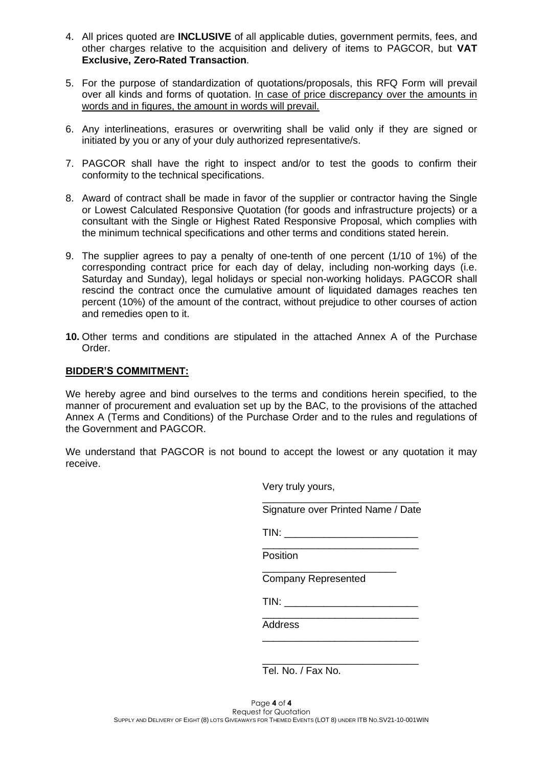4. All prices quoted are **INCLUSIVE** of all applicable duties, government permits, fees, and other charges relative to the acquisition and delivery of items to PAGCOR, but **VAT Exclusive, Zero-Rated Transaction**.

5. For the purpose of standardization of quotations/proposals, this RFQ Form will prevail over all kinds and forms of quotation. <u>In case of price discrepancy over the amounts in words and in figures, the amount in words will prevail.</u>

6. Any interlineations, erasures or overwriting shall be valid only if they are signed or initiated by you or any of your duly authorized representative/s.

7. PAGCOR shall have the right to inspect and/or to test the goods to confirm their conformity to the technical specifications.

8. Award of contract shall be made in favor of the supplier or contractor having the Single or Lowest Calculated Responsive Quotation (for goods and infrastructure projects) or a consultant with the Single or Highest Rated Responsive Proposal, which complies with the minimum technical specifications and other terms and conditions stated herein.

9. The supplier agrees to pay a penalty of one-tenth of one percent (1/10 of 1%) of the corresponding contract price for each day of delay, including non-working days (i.e. Saturday and Sunday), legal holidays or special non-working holidays. PAGCOR shall rescind the contract once the cumulative amount of liquidated damages reaches ten percent (10%) of the amount of the contract, without prejudice to other courses of action and remedies open to it.

10. Other terms and conditions are stipulated in the attached Annex A of the Purchase Order.

**<u>BIDDER'S COMMITMENT:</u>**

We hereby agree and bind ourselves to the terms and conditions herein specified, to the manner of procurement and evaluation set up by the BAC, to the provisions of the attached Annex A (Terms and Conditions) of the Purchase Order and to the rules and regulations of the Government and PAGCOR.

We understand that PAGCOR is not bound to accept the lowest or any quotation it may receive.

Very truly yours,

____________________________
Signature over Printed Name / Date

TIN: ________________________

____________________________
Position

________________________
Company Represented

TIN: ________________________

____________________________
Address

____________________________

____________________________
Tel. No. / Fax No.

Request for Quotation
SUPPLY AND DELIVERY OF EIGHT (8) LOTS GIVEAWAYS FOR THEMED EVENTS (LOT 8) UNDER ITB NO.SV21-10-001WIN